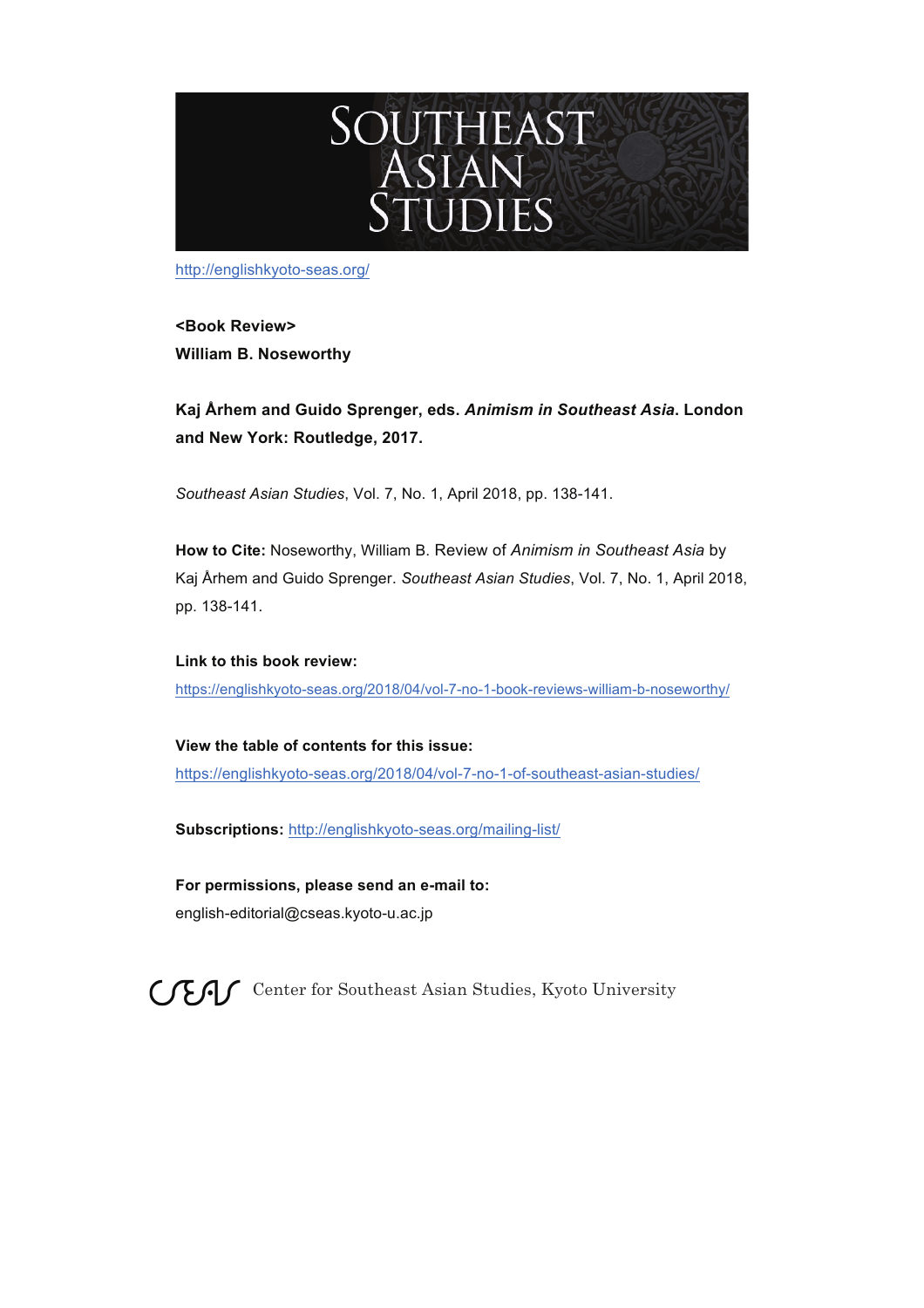# Southeast Asian Studies

http://englishkyoto-seas.org/

**<Book Review>**

**William B. Noseworthy**

**Kaj Århem and Guido Sprenger, eds. *Animism in Southeast Asia*. London and New York: Routledge, 2017.**

*Southeast Asian Studies*, Vol. 7, No. 1, April 2018, pp. 138-141.

**How to Cite:** Noseworthy, William B. Review of *Animism in Southeast Asia* by Kaj Århem and Guido Sprenger. *Southeast Asian Studies*, Vol. 7, No. 1, April 2018, pp. 138-141.

**Link to this book review:**
https://englishkyoto-seas.org/2018/04/vol-7-no-1-book-reviews-william-b-noseworthy/

**View the table of contents for this issue:**
https://englishkyoto-seas.org/2018/04/vol-7-no-1-of-southeast-asian-studies/

**Subscriptions:** http://englishkyoto-seas.org/mailing-list/

**For permissions, please send an e-mail to:**
english-editorial@cseas.kyoto-u.ac.jp

CSEAS Center for Southeast Asian Studies, Kyoto University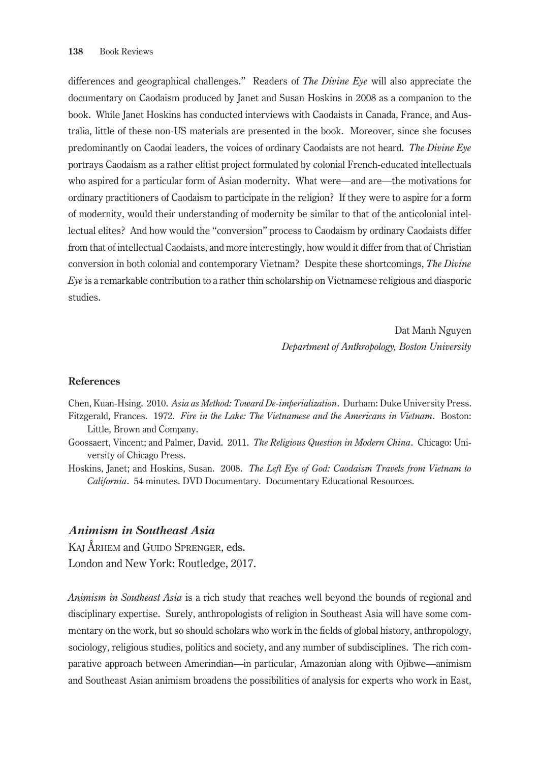differences and geographical challenges." Readers of *The Divine Eye* will also appreciate the documentary on Caodaism produced by Janet and Susan Hoskins in 2008 as a companion to the book. While Janet Hoskins has conducted interviews with Caodaists in Canada, France, and Australia, little of these non-US materials are presented in the book. Moreover, since she focuses predominantly on Caodai leaders, the voices of ordinary Caodaists are not heard. *The Divine Eye* portrays Caodaism as a rather elitist project formulated by colonial French-educated intellectuals who aspired for a particular form of Asian modernity. What were—and are—the motivations for ordinary practitioners of Caodaism to participate in the religion? If they were to aspire for a form of modernity, would their understanding of modernity be similar to that of the anticolonial intellectual elites? And how would the "conversion" process to Caodaism by ordinary Caodaists differ from that of intellectual Caodaists, and more interestingly, how would it differ from that of Christian conversion in both colonial and contemporary Vietnam? Despite these shortcomings, *The Divine Eye* is a remarkable contribution to a rather thin scholarship on Vietnamese religious and diasporic studies.

Dat Manh Nguyen
*Department of Anthropology, Boston University*

**References**

Chen, Kuan-Hsing. 2010. *Asia as Method: Toward De-imperialization*. Durham: Duke University Press.

Fitzgerald, Frances. 1972. *Fire in the Lake: The Vietnamese and the Americans in Vietnam*. Boston: Little, Brown and Company.

Goossaert, Vincent; and Palmer, David. 2011. *The Religious Question in Modern China*. Chicago: University of Chicago Press.

Hoskins, Janet; and Hoskins, Susan. 2008. *The Left Eye of God: Caodaism Travels from Vietnam to California*. 54 minutes. DVD Documentary. Documentary Educational Resources.

## *Animism in Southeast Asia*

Kaj Århem and Guido Sprenger, eds.
London and New York: Routledge, 2017.

*Animism in Southeast Asia* is a rich study that reaches well beyond the bounds of regional and disciplinary expertise. Surely, anthropologists of religion in Southeast Asia will have some commentary on the work, but so should scholars who work in the fields of global history, anthropology, sociology, religious studies, politics and society, and any number of subdisciplines. The rich comparative approach between Amerindian—in particular, Amazonian along with Ojibwe—animism and Southeast Asian animism broadens the possibilities of analysis for experts who work in East,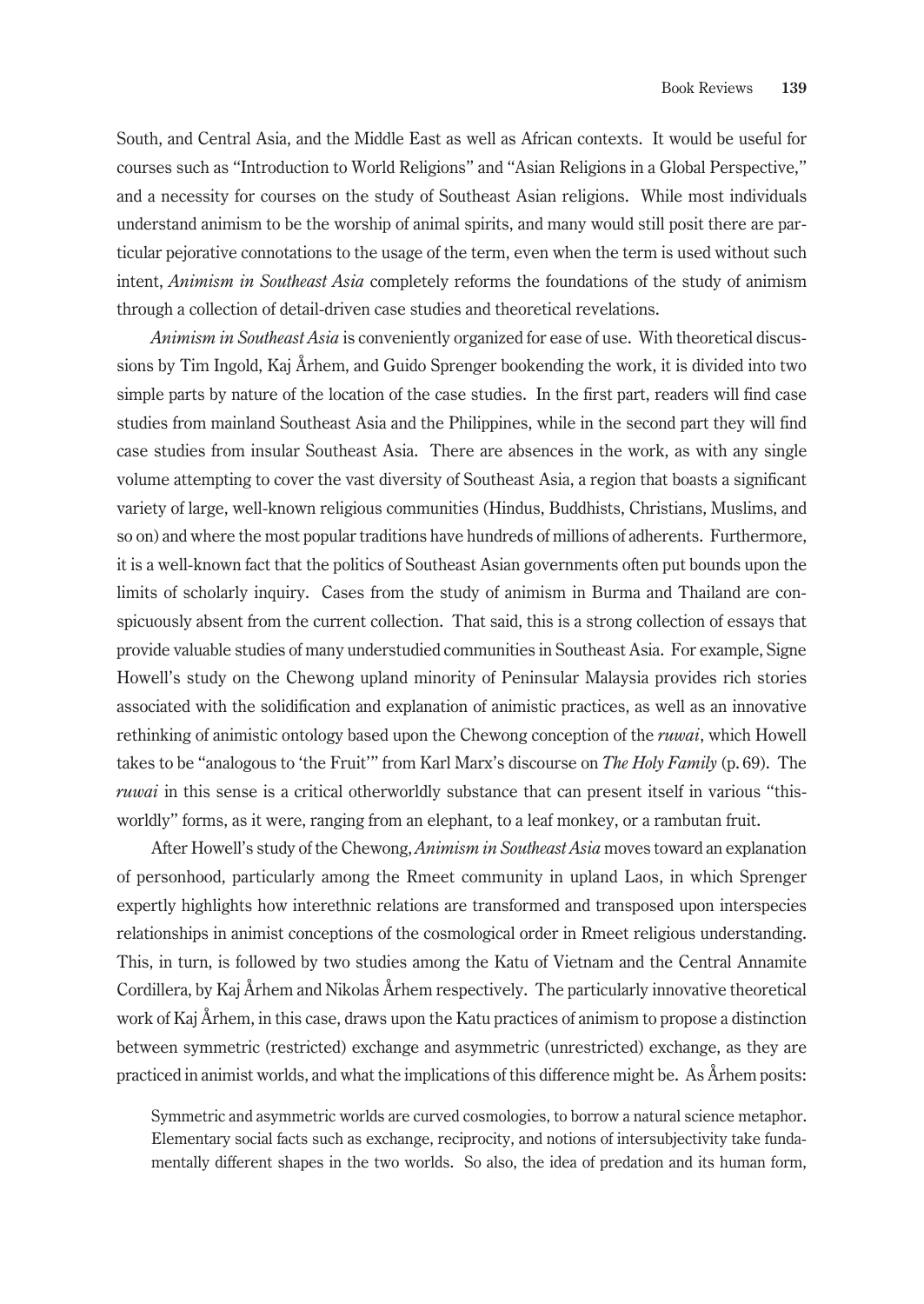South, and Central Asia, and the Middle East as well as African contexts. It would be useful for courses such as "Introduction to World Religions" and "Asian Religions in a Global Perspective," and a necessity for courses on the study of Southeast Asian religions. While most individuals understand animism to be the worship of animal spirits, and many would still posit there are particular pejorative connotations to the usage of the term, even when the term is used without such intent, *Animism in Southeast Asia* completely reforms the foundations of the study of animism through a collection of detail-driven case studies and theoretical revelations.

*Animism in Southeast Asia* is conveniently organized for ease of use. With theoretical discussions by Tim Ingold, Kaj Århem, and Guido Sprenger bookending the work, it is divided into two simple parts by nature of the location of the case studies. In the first part, readers will find case studies from mainland Southeast Asia and the Philippines, while in the second part they will find case studies from insular Southeast Asia. There are absences in the work, as with any single volume attempting to cover the vast diversity of Southeast Asia, a region that boasts a significant variety of large, well-known religious communities (Hindus, Buddhists, Christians, Muslims, and so on) and where the most popular traditions have hundreds of millions of adherents. Furthermore, it is a well-known fact that the politics of Southeast Asian governments often put bounds upon the limits of scholarly inquiry. Cases from the study of animism in Burma and Thailand are conspicuously absent from the current collection. That said, this is a strong collection of essays that provide valuable studies of many understudied communities in Southeast Asia. For example, Signe Howell's study on the Chewong upland minority of Peninsular Malaysia provides rich stories associated with the solidification and explanation of animistic practices, as well as an innovative rethinking of animistic ontology based upon the Chewong conception of the *ruwai*, which Howell takes to be "analogous to 'the Fruit'" from Karl Marx's discourse on *The Holy Family* (p. 69). The *ruwai* in this sense is a critical otherworldly substance that can present itself in various "this-worldly" forms, as it were, ranging from an elephant, to a leaf monkey, or a rambutan fruit.

After Howell's study of the Chewong, *Animism in Southeast Asia* moves toward an explanation of personhood, particularly among the Rmeet community in upland Laos, in which Sprenger expertly highlights how interethnic relations are transformed and transposed upon interspecies relationships in animist conceptions of the cosmological order in Rmeet religious understanding. This, in turn, is followed by two studies among the Katu of Vietnam and the Central Annamite Cordillera, by Kaj Århem and Nikolas Århem respectively. The particularly innovative theoretical work of Kaj Århem, in this case, draws upon the Katu practices of animism to propose a distinction between symmetric (restricted) exchange and asymmetric (unrestricted) exchange, as they are practiced in animist worlds, and what the implications of this difference might be. As Århem posits:

> Symmetric and asymmetric worlds are curved cosmologies, to borrow a natural science metaphor. Elementary social facts such as exchange, reciprocity, and notions of intersubjectivity take fundamentally different shapes in the two worlds. So also, the idea of predation and its human form,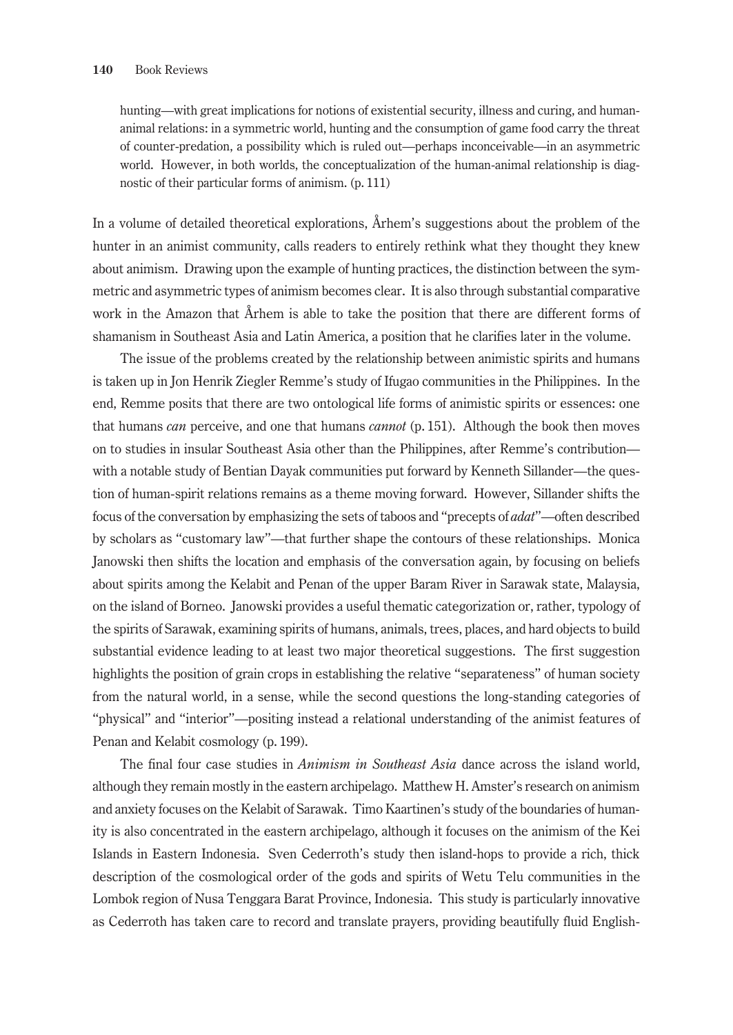> hunting—with great implications for notions of existential security, illness and curing, and human-animal relations: in a symmetric world, hunting and the consumption of game food carry the threat of counter-predation, a possibility which is ruled out—perhaps inconceivable—in an asymmetric world. However, in both worlds, the conceptualization of the human-animal relationship is diagnostic of their particular forms of animism. (p. 111)

In a volume of detailed theoretical explorations, Århem's suggestions about the problem of the hunter in an animist community, calls readers to entirely rethink what they thought they knew about animism. Drawing upon the example of hunting practices, the distinction between the symmetric and asymmetric types of animism becomes clear. It is also through substantial comparative work in the Amazon that Århem is able to take the position that there are different forms of shamanism in Southeast Asia and Latin America, a position that he clarifies later in the volume.

The issue of the problems created by the relationship between animistic spirits and humans is taken up in Jon Henrik Ziegler Remme's study of Ifugao communities in the Philippines. In the end, Remme posits that there are two ontological life forms of animistic spirits or essences: one that humans *can* perceive, and one that humans *cannot* (p. 151). Although the book then moves on to studies in insular Southeast Asia other than the Philippines, after Remme's contribution—with a notable study of Bentian Dayak communities put forward by Kenneth Sillander—the question of human-spirit relations remains as a theme moving forward. However, Sillander shifts the focus of the conversation by emphasizing the sets of taboos and "precepts of *adat*"—often described by scholars as "customary law"—that further shape the contours of these relationships. Monica Janowski then shifts the location and emphasis of the conversation again, by focusing on beliefs about spirits among the Kelabit and Penan of the upper Baram River in Sarawak state, Malaysia, on the island of Borneo. Janowski provides a useful thematic categorization or, rather, typology of the spirits of Sarawak, examining spirits of humans, animals, trees, places, and hard objects to build substantial evidence leading to at least two major theoretical suggestions. The first suggestion highlights the position of grain crops in establishing the relative "separateness" of human society from the natural world, in a sense, while the second questions the long-standing categories of "physical" and "interior"—positing instead a relational understanding of the animist features of Penan and Kelabit cosmology (p. 199).

The final four case studies in *Animism in Southeast Asia* dance across the island world, although they remain mostly in the eastern archipelago. Matthew H. Amster's research on animism and anxiety focuses on the Kelabit of Sarawak. Timo Kaartinen's study of the boundaries of humanity is also concentrated in the eastern archipelago, although it focuses on the animism of the Kei Islands in Eastern Indonesia. Sven Cederroth's study then island-hops to provide a rich, thick description of the cosmological order of the gods and spirits of Wetu Telu communities in the Lombok region of Nusa Tenggara Barat Province, Indonesia. This study is particularly innovative as Cederroth has taken care to record and translate prayers, providing beautifully fluid English-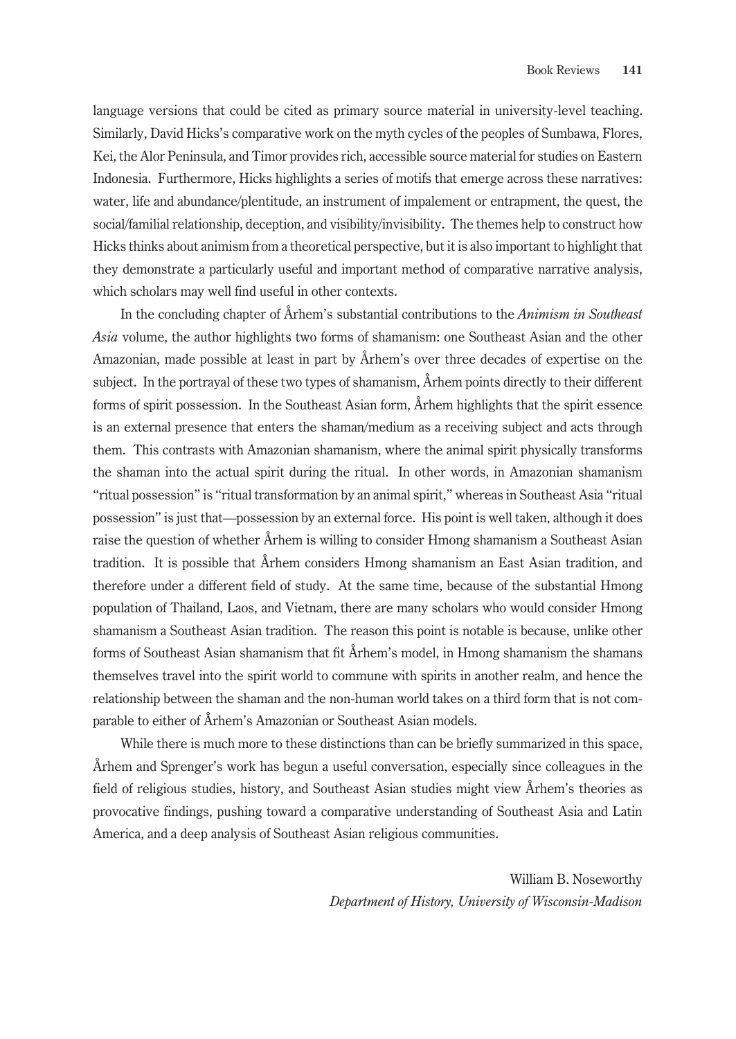language versions that could be cited as primary source material in university-level teaching. Similarly, David Hicks's comparative work on the myth cycles of the peoples of Sumbawa, Flores, Kei, the Alor Peninsula, and Timor provides rich, accessible source material for studies on Eastern Indonesia. Furthermore, Hicks highlights a series of motifs that emerge across these narratives: water, life and abundance/plentitude, an instrument of impalement or entrapment, the quest, the social/familial relationship, deception, and visibility/invisibility. The themes help to construct how Hicks thinks about animism from a theoretical perspective, but it is also important to highlight that they demonstrate a particularly useful and important method of comparative narrative analysis, which scholars may well find useful in other contexts.

In the concluding chapter of Århem's substantial contributions to the *Animism in Southeast Asia* volume, the author highlights two forms of shamanism: one Southeast Asian and the other Amazonian, made possible at least in part by Århem's over three decades of expertise on the subject. In the portrayal of these two types of shamanism, Århem points directly to their different forms of spirit possession. In the Southeast Asian form, Århem highlights that the spirit essence is an external presence that enters the shaman/medium as a receiving subject and acts through them. This contrasts with Amazonian shamanism, where the animal spirit physically transforms the shaman into the actual spirit during the ritual. In other words, in Amazonian shamanism "ritual possession" is "ritual transformation by an animal spirit," whereas in Southeast Asia "ritual possession" is just that—possession by an external force. His point is well taken, although it does raise the question of whether Århem is willing to consider Hmong shamanism a Southeast Asian tradition. It is possible that Århem considers Hmong shamanism an East Asian tradition, and therefore under a different field of study. At the same time, because of the substantial Hmong population of Thailand, Laos, and Vietnam, there are many scholars who would consider Hmong shamanism a Southeast Asian tradition. The reason this point is notable is because, unlike other forms of Southeast Asian shamanism that fit Århem's model, in Hmong shamanism the shamans themselves travel into the spirit world to commune with spirits in another realm, and hence the relationship between the shaman and the non-human world takes on a third form that is not comparable to either of Århem's Amazonian or Southeast Asian models.

While there is much more to these distinctions than can be briefly summarized in this space, Århem and Sprenger's work has begun a useful conversation, especially since colleagues in the field of religious studies, history, and Southeast Asian studies might view Århem's theories as provocative findings, pushing toward a comparative understanding of Southeast Asia and Latin America, and a deep analysis of Southeast Asian religious communities.

William B. Noseworthy
*Department of History, University of Wisconsin-Madison*